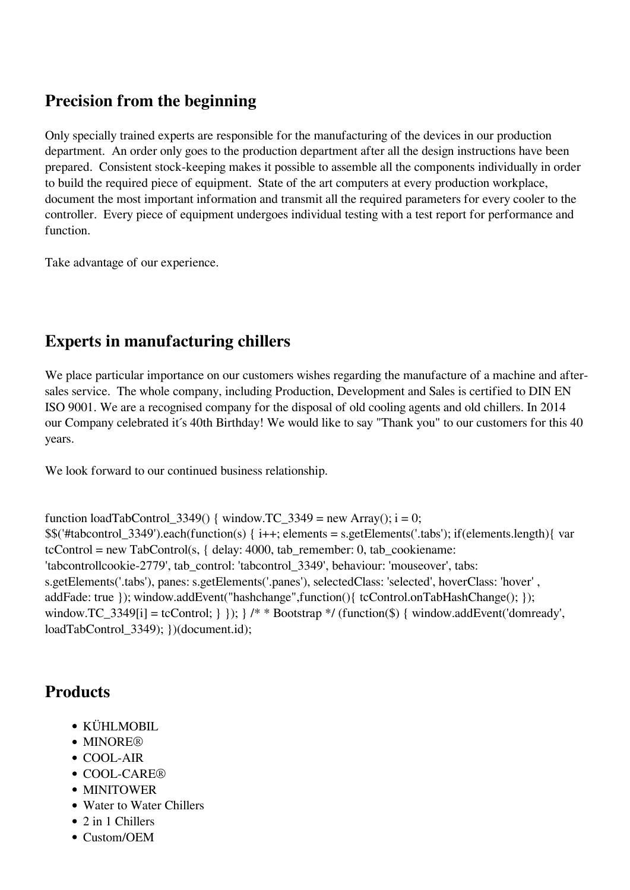## Precision from the beginning

Only specially trained experts are responsible for the manufacturing of the devices in our production department. An order only goes to the production department after all the design instructions have been prepared. Consistent stock-keeping makes it possible to assemble all the components individually in order to build the required piece of equipment. State of the art computers at every production workplace, document the most important information and transmit all the required parameters for every cooler to the controller. Every piece of equipment undergoes individual testing with a test report for performance and function.

Take advantage of our experience.

## Experts in manufacturing chillers

We place particular importance on our customers wishes regarding the manufacture of a machine and after-sales service. The whole company, including Production, Development and Sales is certified to DIN EN ISO 9001. We are a recognised company for the disposal of old cooling agents and old chillers. In 2014 our Company celebrated it´s 40th Birthday! We would like to say "Thank you" to our customers for this 40 years.

We look forward to our continued business relationship.

```
function loadTabControl_3349() { window.TC_3349 = new Array(); i = 0; $$('#tabcontrol_3349').each(function(s) { i++; elements = s.getElements('.tabs'); if(elements.length){ var tcControl = new TabControl(s, { delay: 4000, tab_remember: 0, tab_cookiename: 'tabcontrollcookie-2779', tab_control: 'tabcontrol_3349', behaviour: 'mouseover', tabs: s.getElements('.tabs'), panes: s.getElements('.panes'), selectedClass: 'selected', hoverClass: 'hover' , addFade: true }); window.addEvent("hashchange",function(){ tcControl.onTabHashChange(); }); window.TC_3349[i] = tcControl; } }); } /* * Bootstrap */ (function($) { window.addEvent('domready', loadTabControl_3349); })(document.id);
```

## Products

- KÜHLMOBIL
- MINORE®
- COOL-AIR
- COOL-CARE®
- MINITOWER
- Water to Water Chillers
- 2 in 1 Chillers
- Custom/OEM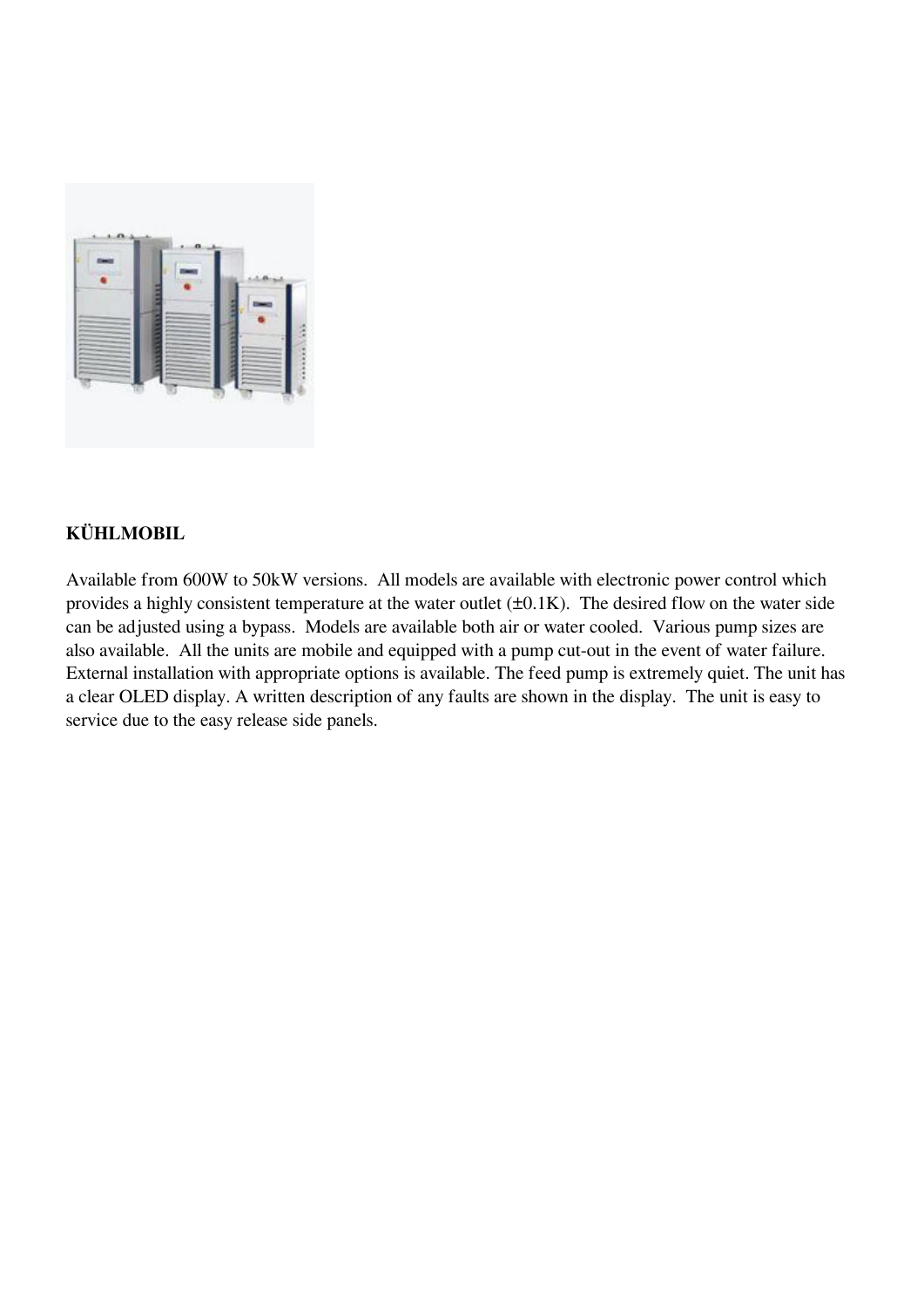**KÜHLMOBIL**

Available from 600W to 50kW versions. All models are available with electronic power control which provides a highly consistent temperature at the water outlet (±0.1K). The desired flow on the water side can be adjusted using a bypass. Models are available both air or water cooled. Various pump sizes are also available. All the units are mobile and equipped with a pump cut-out in the event of water failure. External installation with appropriate options is available. The feed pump is extremely quiet. The unit has a clear OLED display. A written description of any faults are shown in the display. The unit is easy to service due to the easy release side panels.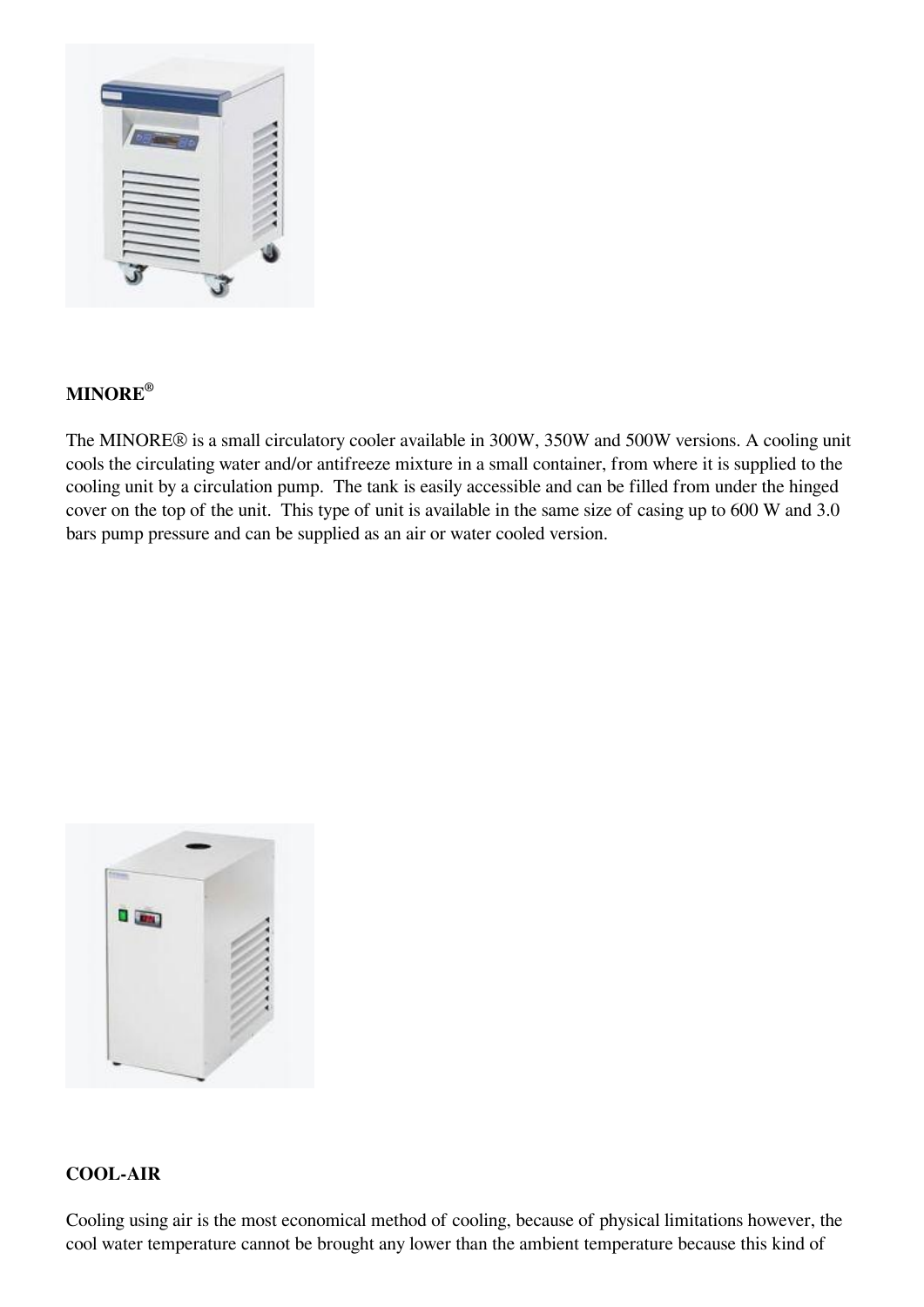## MINORE®

The MINORE® is a small circulatory cooler available in 300W, 350W and 500W versions. A cooling unit cools the circulating water and/or antifreeze mixture in a small container, from where it is supplied to the cooling unit by a circulation pump. The tank is easily accessible and can be filled from under the hinged cover on the top of the unit. This type of unit is available in the same size of casing up to 600 W and 3.0 bars pump pressure and can be supplied as an air or water cooled version.

## COOL-AIR

Cooling using air is the most economical method of cooling, because of physical limitations however, the cool water temperature cannot be brought any lower than the ambient temperature because this kind of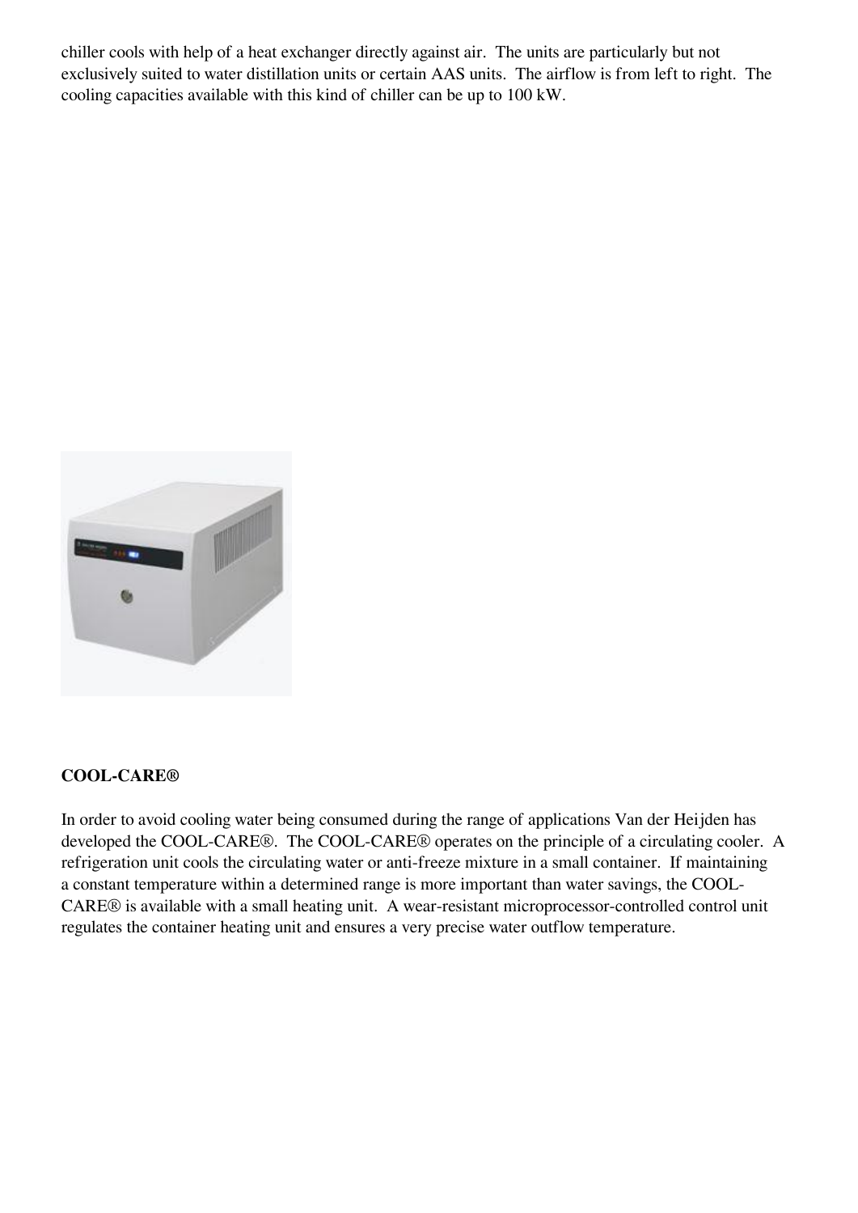chiller cools with help of a heat exchanger directly against air. The units are particularly but not exclusively suited to water distillation units or certain AAS units. The airflow is from left to right. The cooling capacities available with this kind of chiller can be up to 100 kW.

**COOL-CARE®**

In order to avoid cooling water being consumed during the range of applications Van der Heijden has developed the COOL-CARE®. The COOL-CARE® operates on the principle of a circulating cooler. A refrigeration unit cools the circulating water or anti-freeze mixture in a small container. If maintaining a constant temperature within a determined range is more important than water savings, the COOL-CARE® is available with a small heating unit. A wear-resistant microprocessor-controlled control unit regulates the container heating unit and ensures a very precise water outflow temperature.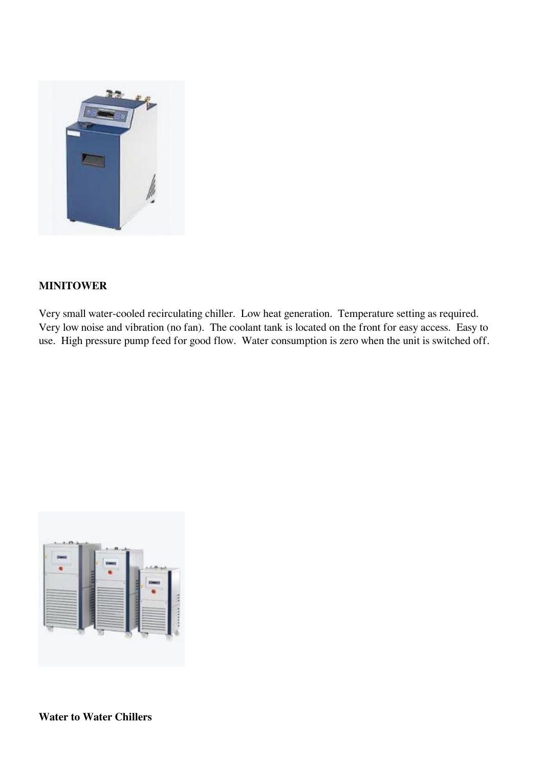**MINITOWER**

Very small water-cooled recirculating chiller. Low heat generation. Temperature setting as required. Very low noise and vibration (no fan). The coolant tank is located on the front for easy access. Easy to use. High pressure pump feed for good flow. Water consumption is zero when the unit is switched off.

**Water to Water Chillers**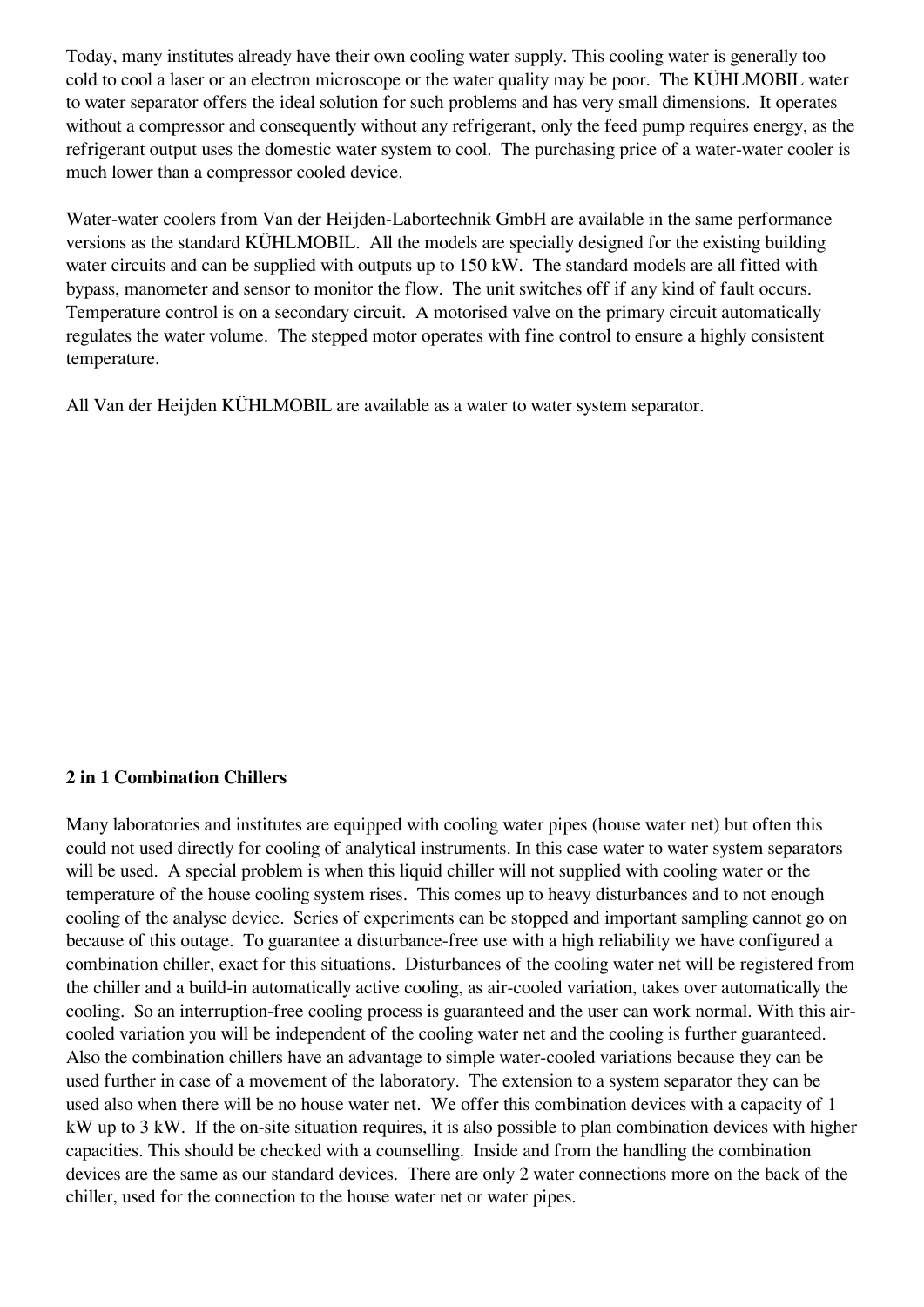Today, many institutes already have their own cooling water supply. This cooling water is generally too cold to cool a laser or an electron microscope or the water quality may be poor. The KÜHLMOBIL water to water separator offers the ideal solution for such problems and has very small dimensions. It operates without a compressor and consequently without any refrigerant, only the feed pump requires energy, as the refrigerant output uses the domestic water system to cool. The purchasing price of a water-water cooler is much lower than a compressor cooled device.

Water-water coolers from Van der Heijden-Labortechnik GmbH are available in the same performance versions as the standard KÜHLMOBIL. All the models are specially designed for the existing building water circuits and can be supplied with outputs up to 150 kW. The standard models are all fitted with bypass, manometer and sensor to monitor the flow. The unit switches off if any kind of fault occurs. Temperature control is on a secondary circuit. A motorised valve on the primary circuit automatically regulates the water volume. The stepped motor operates with fine control to ensure a highly consistent temperature.

All Van der Heijden KÜHLMOBIL are available as a water to water system separator.

**2 in 1 Combination Chillers**

Many laboratories and institutes are equipped with cooling water pipes (house water net) but often this could not used directly for cooling of analytical instruments. In this case water to water system separators will be used. A special problem is when this liquid chiller will not supplied with cooling water or the temperature of the house cooling system rises. This comes up to heavy disturbances and to not enough cooling of the analyse device. Series of experiments can be stopped and important sampling cannot go on because of this outage. To guarantee a disturbance-free use with a high reliability we have configured a combination chiller, exact for this situations. Disturbances of the cooling water net will be registered from the chiller and a build-in automatically active cooling, as air-cooled variation, takes over automatically the cooling. So an interruption-free cooling process is guaranteed and the user can work normal. With this air-cooled variation you will be independent of the cooling water net and the cooling is further guaranteed. Also the combination chillers have an advantage to simple water-cooled variations because they can be used further in case of a movement of the laboratory. The extension to a system separator they can be used also when there will be no house water net. We offer this combination devices with a capacity of 1 kW up to 3 kW. If the on-site situation requires, it is also possible to plan combination devices with higher capacities. This should be checked with a counselling. Inside and from the handling the combination devices are the same as our standard devices. There are only 2 water connections more on the back of the chiller, used for the connection to the house water net or water pipes.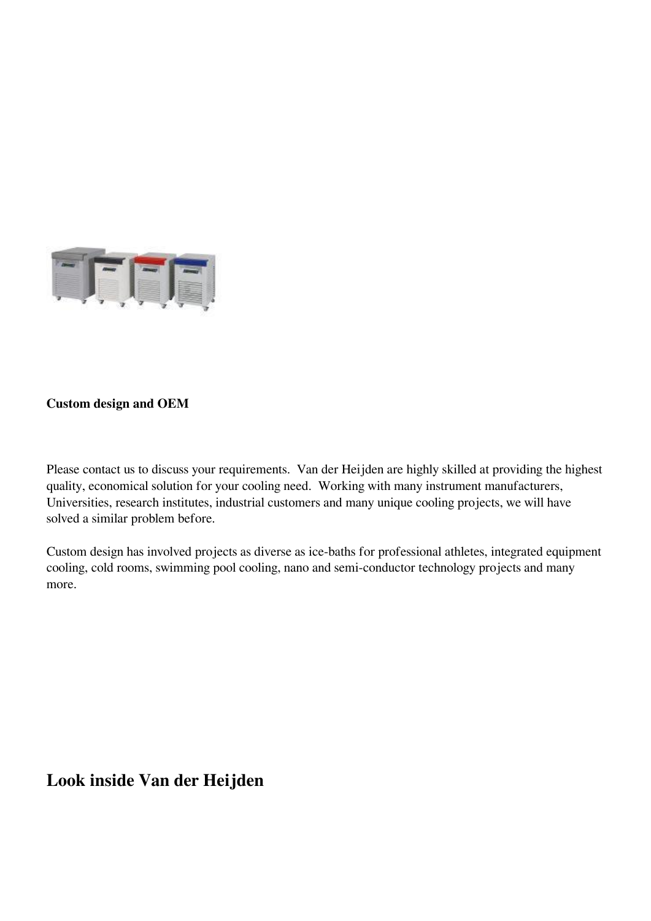**Custom design and OEM**

Please contact us to discuss your requirements.  Van der Heijden are highly skilled at providing the highest quality, economical solution for your cooling need.  Working with many instrument manufacturers, Universities, research institutes, industrial customers and many unique cooling projects, we will have solved a similar problem before.

Custom design has involved projects as diverse as ice-baths for professional athletes, integrated equipment cooling, cold rooms, swimming pool cooling, nano and semi-conductor technology projects and many more.

## Look inside Van der Heijden